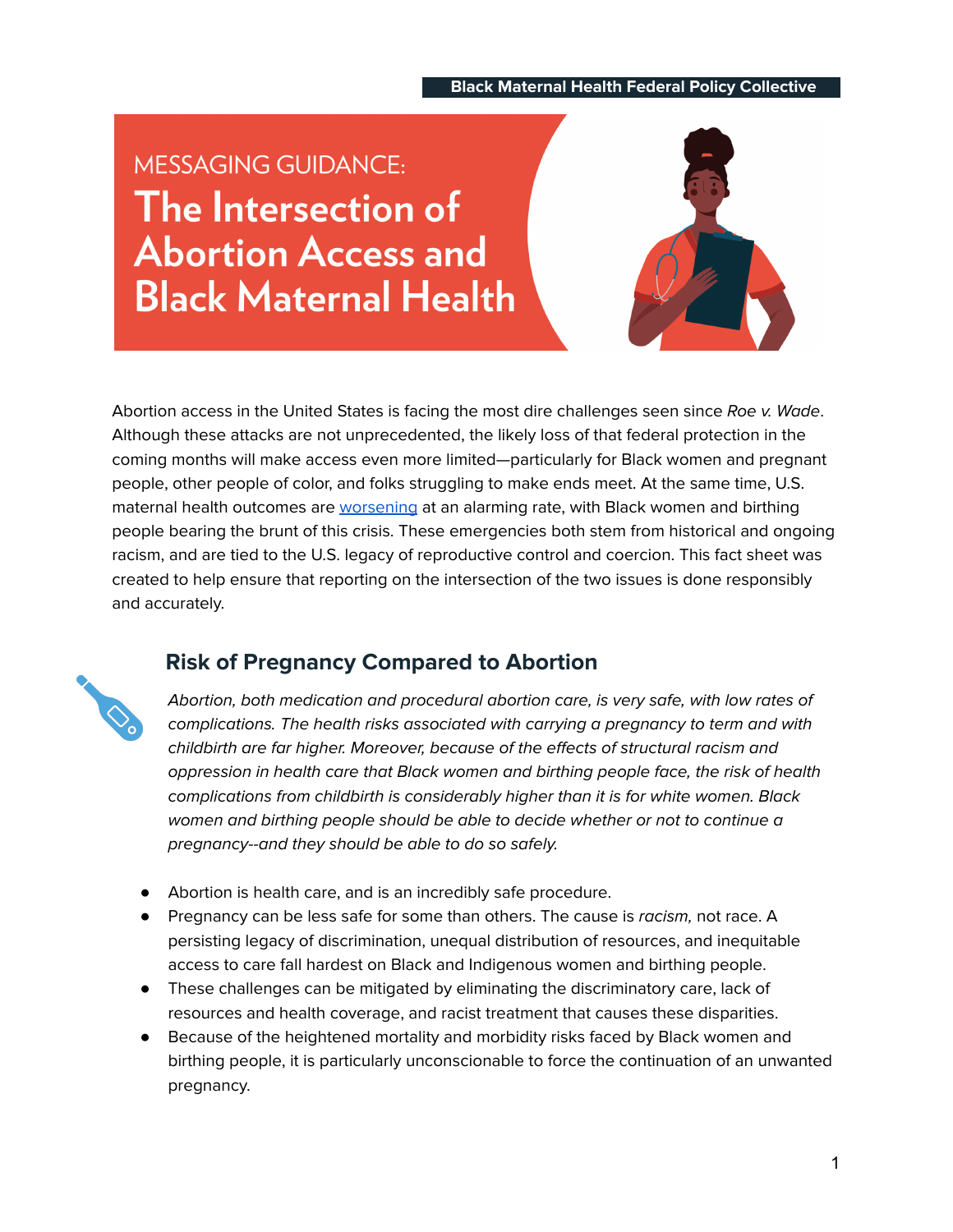Black Maternal Health Federal Policy Collective

# MESSAGING GUIDANCE: The Intersection of Abortion Access and Black Maternal Health

Abortion access in the United States is facing the most dire challenges seen since *Roe v. Wade*. Although these attacks are not unprecedented, the likely loss of that federal protection in the coming months will make access even more limited—particularly for Black women and pregnant people, other people of color, and folks struggling to make ends meet. At the same time, U.S. maternal health outcomes are worsening at an alarming rate, with Black women and birthing people bearing the brunt of this crisis. These emergencies both stem from historical and ongoing racism, and are tied to the U.S. legacy of reproductive control and coercion. This fact sheet was created to help ensure that reporting on the intersection of the two issues is done responsibly and accurately.

## Risk of Pregnancy Compared to Abortion

*Abortion, both medication and procedural abortion care, is very safe, with low rates of complications. The health risks associated with carrying a pregnancy to term and with childbirth are far higher. Moreover, because of the effects of structural racism and oppression in health care that Black women and birthing people face, the risk of health complications from childbirth is considerably higher than it is for white women. Black women and birthing people should be able to decide whether or not to continue a pregnancy--and they should be able to do so safely.*

- Abortion is health care, and is an incredibly safe procedure.
- Pregnancy can be less safe for some than others. The cause is *racism,* not race. A persisting legacy of discrimination, unequal distribution of resources, and inequitable access to care fall hardest on Black and Indigenous women and birthing people.
- These challenges can be mitigated by eliminating the discriminatory care, lack of resources and health coverage, and racist treatment that causes these disparities.
- Because of the heightened mortality and morbidity risks faced by Black women and birthing people, it is particularly unconscionable to force the continuation of an unwanted pregnancy.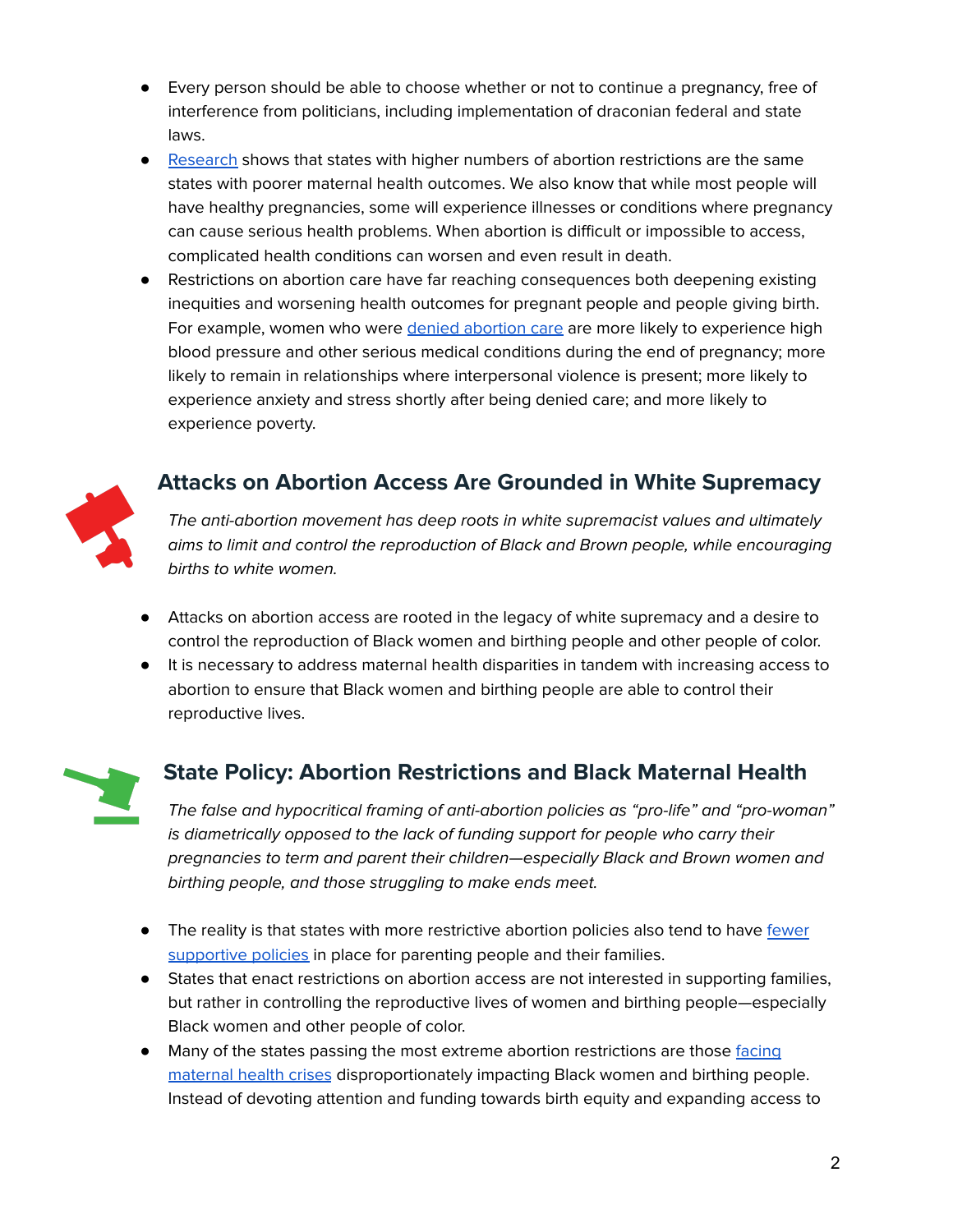- Every person should be able to choose whether or not to continue a pregnancy, free of interference from politicians, including implementation of draconian federal and state laws.
- Research shows that states with higher numbers of abortion restrictions are the same states with poorer maternal health outcomes. We also know that while most people will have healthy pregnancies, some will experience illnesses or conditions where pregnancy can cause serious health problems. When abortion is difficult or impossible to access, complicated health conditions can worsen and even result in death.
- Restrictions on abortion care have far reaching consequences both deepening existing inequities and worsening health outcomes for pregnant people and people giving birth. For example, women who were denied abortion care are more likely to experience high blood pressure and other serious medical conditions during the end of pregnancy; more likely to remain in relationships where interpersonal violence is present; more likely to experience anxiety and stress shortly after being denied care; and more likely to experience poverty.

## Attacks on Abortion Access Are Grounded in White Supremacy

*The anti-abortion movement has deep roots in white supremacist values and ultimately aims to limit and control the reproduction of Black and Brown people, while encouraging births to white women.*

- Attacks on abortion access are rooted in the legacy of white supremacy and a desire to control the reproduction of Black women and birthing people and other people of color.
- It is necessary to address maternal health disparities in tandem with increasing access to abortion to ensure that Black women and birthing people are able to control their reproductive lives.

## State Policy: Abortion Restrictions and Black Maternal Health

*The false and hypocritical framing of anti-abortion policies as "pro-life" and "pro-woman" is diametrically opposed to the lack of funding support for people who carry their pregnancies to term and parent their children—especially Black and Brown women and birthing people, and those struggling to make ends meet.*

- The reality is that states with more restrictive abortion policies also tend to have fewer supportive policies in place for parenting people and their families.
- States that enact restrictions on abortion access are not interested in supporting families, but rather in controlling the reproductive lives of women and birthing people—especially Black women and other people of color.
- Many of the states passing the most extreme abortion restrictions are those facing maternal health crises disproportionately impacting Black women and birthing people. Instead of devoting attention and funding towards birth equity and expanding access to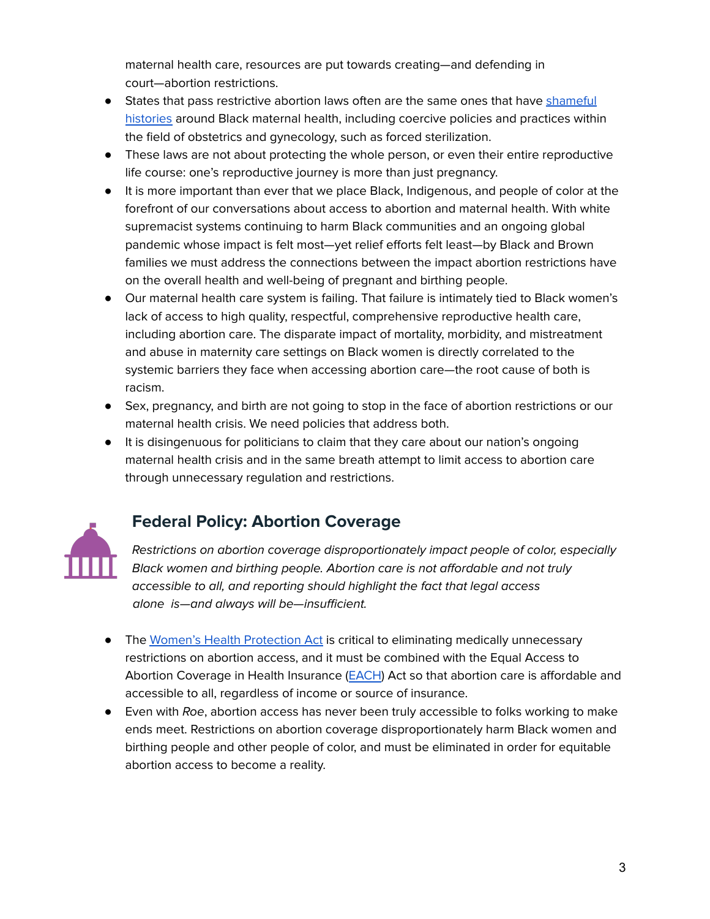maternal health care, resources are put towards creating—and defending in court—abortion restrictions.

- States that pass restrictive abortion laws often are the same ones that have shameful histories around Black maternal health, including coercive policies and practices within the field of obstetrics and gynecology, such as forced sterilization.
- These laws are not about protecting the whole person, or even their entire reproductive life course: one's reproductive journey is more than just pregnancy.
- It is more important than ever that we place Black, Indigenous, and people of color at the forefront of our conversations about access to abortion and maternal health. With white supremacist systems continuing to harm Black communities and an ongoing global pandemic whose impact is felt most—yet relief efforts felt least—by Black and Brown families we must address the connections between the impact abortion restrictions have on the overall health and well-being of pregnant and birthing people.
- Our maternal health care system is failing. That failure is intimately tied to Black women's lack of access to high quality, respectful, comprehensive reproductive health care, including abortion care. The disparate impact of mortality, morbidity, and mistreatment and abuse in maternity care settings on Black women is directly correlated to the systemic barriers they face when accessing abortion care—the root cause of both is racism.
- Sex, pregnancy, and birth are not going to stop in the face of abortion restrictions or our maternal health crisis. We need policies that address both.
- It is disingenuous for politicians to claim that they care about our nation's ongoing maternal health crisis and in the same breath attempt to limit access to abortion care through unnecessary regulation and restrictions.

## Federal Policy: Abortion Coverage

*Restrictions on abortion coverage disproportionately impact people of color, especially Black women and birthing people. Abortion care is not affordable and not truly accessible to all, and reporting should highlight the fact that legal access alone is—and always will be—insufficient.*

- The Women's Health Protection Act is critical to eliminating medically unnecessary restrictions on abortion access, and it must be combined with the Equal Access to Abortion Coverage in Health Insurance (EACH) Act so that abortion care is affordable and accessible to all, regardless of income or source of insurance.
- Even with *Roe*, abortion access has never been truly accessible to folks working to make ends meet. Restrictions on abortion coverage disproportionately harm Black women and birthing people and other people of color, and must be eliminated in order for equitable abortion access to become a reality.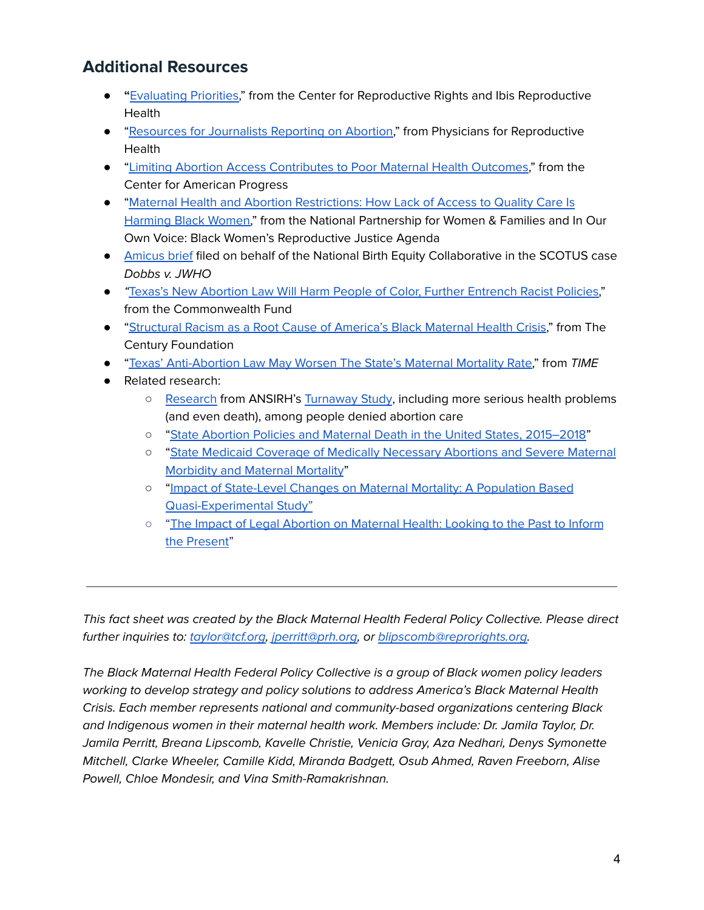## Additional Resources

- "Evaluating Priorities," from the Center for Reproductive Rights and Ibis Reproductive Health
- "Resources for Journalists Reporting on Abortion," from Physicians for Reproductive Health
- "Limiting Abortion Access Contributes to Poor Maternal Health Outcomes," from the Center for American Progress
- "Maternal Health and Abortion Restrictions: How Lack of Access to Quality Care Is Harming Black Women," from the National Partnership for Women & Families and In Our Own Voice: Black Women's Reproductive Justice Agenda
- Amicus brief filed on behalf of the National Birth Equity Collaborative in the SCOTUS case *Dobbs v. JWHO*
- "Texas's New Abortion Law Will Harm People of Color, Further Entrench Racist Policies," from the Commonwealth Fund
- "Structural Racism as a Root Cause of America's Black Maternal Health Crisis," from The Century Foundation
- "Texas' Anti-Abortion Law May Worsen The State's Maternal Mortality Rate," from *TIME*
- Related research:
  - Research from ANSIRH's Turnaway Study, including more serious health problems (and even death), among people denied abortion care
  - "State Abortion Policies and Maternal Death in the United States, 2015–2018"
  - "State Medicaid Coverage of Medically Necessary Abortions and Severe Maternal Morbidity and Maternal Mortality"
  - "Impact of State-Level Changes on Maternal Mortality: A Population Based Quasi-Experimental Study"
  - "The Impact of Legal Abortion on Maternal Health: Looking to the Past to Inform the Present"

---

*This fact sheet was created by the Black Maternal Health Federal Policy Collective. Please direct further inquiries to: taylor@tcf.org, jperritt@prh.org, or blipscomb@reprorights.org.*

*The Black Maternal Health Federal Policy Collective is a group of Black women policy leaders working to develop strategy and policy solutions to address America's Black Maternal Health Crisis. Each member represents national and community-based organizations centering Black and Indigenous women in their maternal health work. Members include: Dr. Jamila Taylor, Dr. Jamila Perritt, Breana Lipscomb, Kavelle Christie, Venicia Gray, Aza Nedhari, Denys Symonette Mitchell, Clarke Wheeler, Camille Kidd, Miranda Badgett, Osub Ahmed, Raven Freeborn, Alise Powell, Chloe Mondesir, and Vina Smith-Ramakrishnan.*